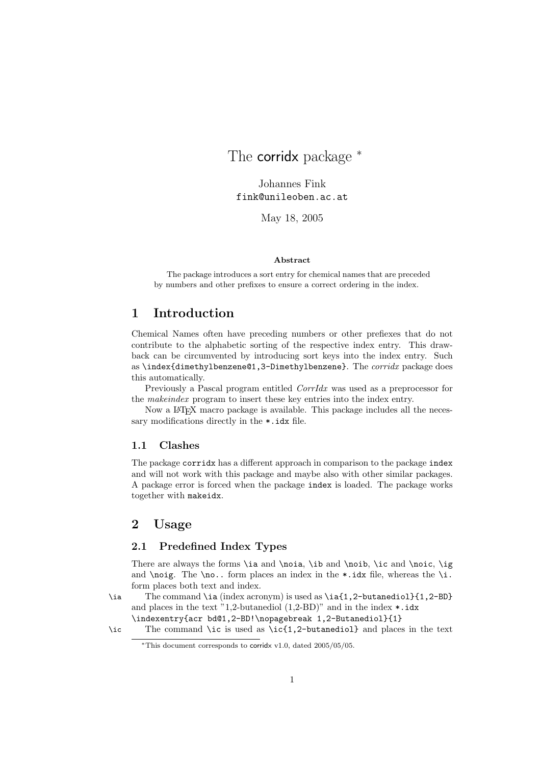# The corridx package *

Johannes Fink
fink@unileoben.ac.at

May 18, 2005

**Abstract**

The package introduces a sort entry for chemical names that are preceded by numbers and other prefixes to ensure a correct ordering in the index.

## 1 Introduction

Chemical Names often have preceding numbers or other prefixes that do not contribute to the alphabetic sorting of the respective index entry. This drawback can be circumvented by introducing sort keys into the index entry. Such as `\index{dimethylbenzene@1,3-Dimethylbenzene}`. The *corridx* package does this automatically.

Previously a Pascal program entitled *CorrIdx* was used as a preprocessor for the *makeindex* program to insert these key entries into the index entry.

Now a LaTeX macro package is available. This package includes all the necessary modifications directly in the `*.idx` file.

### 1.1 Clashes

The package `corridx` has a different approach in comparison to the package `index` and will not work with this package and maybe also with other similar packages. A package error is forced when the package `index` is loaded. The package works together with `makeidx`.

## 2 Usage

### 2.1 Predefined Index Types

There are always the forms `\ia` and `\noia`, `\ib` and `\noib`, `\ic` and `\noic`, `\ig` and `\noig`. The `\no..` form places an index in the `*.idx` file, whereas the `\i.` form places both text and index.

`\ia` The command `\ia` (index acronym) is used as `\ia{1,2-butanediol}{1,2-BD}` and places in the text "1,2-butanediol (1,2-BD)" and in the index `*.idx` `\indexentry{acr bd@1,2-BD!\nopagebreak 1,2-Butanediol}{1}`

`\ic` The command `\ic` is used as `\ic{1,2-butanediol}` and places in the text

*This document corresponds to corridx v1.0, dated 2005/05/05.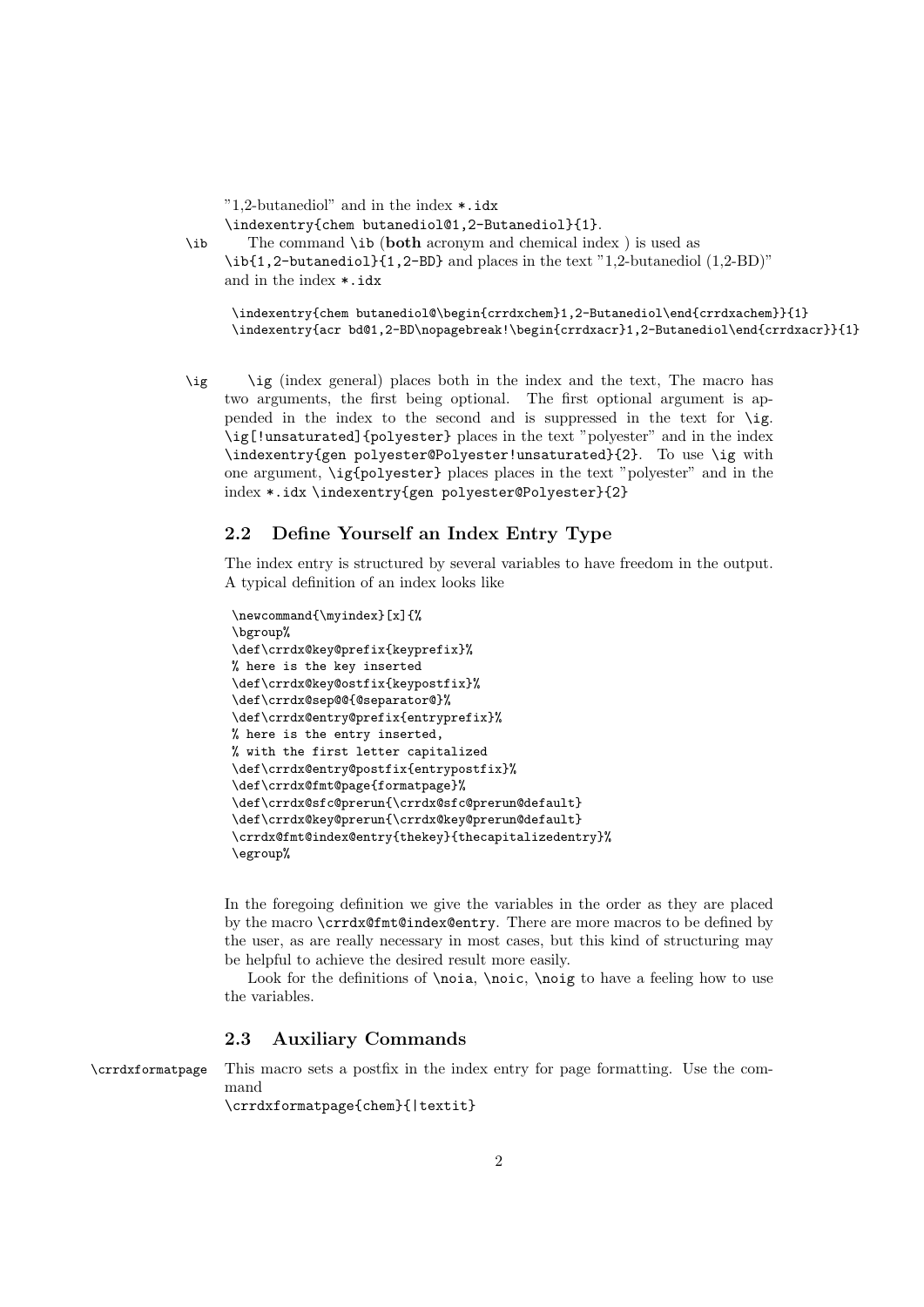"1,2-butanediol" and in the index `*.idx`
`\indexentry{chem butanediol@1,2-Butanediol}{1}`.

`\ib` The command `\ib` (**both** acronym and chemical index ) is used as `\ib{1,2-butanediol}{1,2-BD}` and places in the text "1,2-butanediol (1,2-BD)" and in the index `*.idx`

```
\indexentry{chem butanediol@\begin{crrdxchem}1,2-Butanediol\end{crrdxachem}}{1}
\indexentry{acr bd@1,2-BD\nopagebreak!\begin{crrdxacr}1,2-Butanediol\end{crrdxacr}}{1}
```

`\ig` `\ig` (index general) places both in the index and the text, The macro has two arguments, the first being optional. The first optional argument is appended in the index to the second and is suppressed in the text for `\ig`. `\ig[!unsaturated]{polyester}` places in the text "polyester" and in the index `\indexentry{gen polyester@Polyester!unsaturated}{2}`. To use `\ig` with one argument, `\ig{polyester}` places places in the text "polyester" and in the index `*.idx` `\indexentry{gen polyester@Polyester}{2}`

### 2.2 Define Yourself an Index Entry Type

The index entry is structured by several variables to have freedom in the output. A typical definition of an index looks like

```
\newcommand{\myindex}[x]{%
\bgroup%
\def\crrdx@key@prefix{keyprefix}%
% here is the key inserted
\def\crrdx@key@ostfix{keypostfix}%
\def\crrdx@sep@@{@separator@}%
\def\crrdx@entry@prefix{entryprefix}%
% here is the entry inserted,
% with the first letter capitalized
\def\crrdx@entry@postfix{entrypostfix}%
\def\crrdx@fmt@page{formatpage}%
\def\crrdx@sfc@prerun{\crrdx@sfc@prerun@default}
\def\crrdx@key@prerun{\crrdx@key@prerun@default}
\crrdx@fmt@index@entry{thekey}{thecapitalizedentry}%
\egroup%
```

In the foregoing definition we give the variables in the order as they are placed by the macro `\crrdx@fmt@index@entry`. There are more macros to be defined by the user, as are really necessary in most cases, but this kind of structuring may be helpful to achieve the desired result more easily.

Look for the definitions of `\noia`, `\noic`, `\noig` to have a feeling how to use the variables.

### 2.3 Auxiliary Commands

`\crrdxformatpage` This macro sets a postfix in the index entry for page formatting. Use the command
`\crrdxformatpage{chem}{|textit}`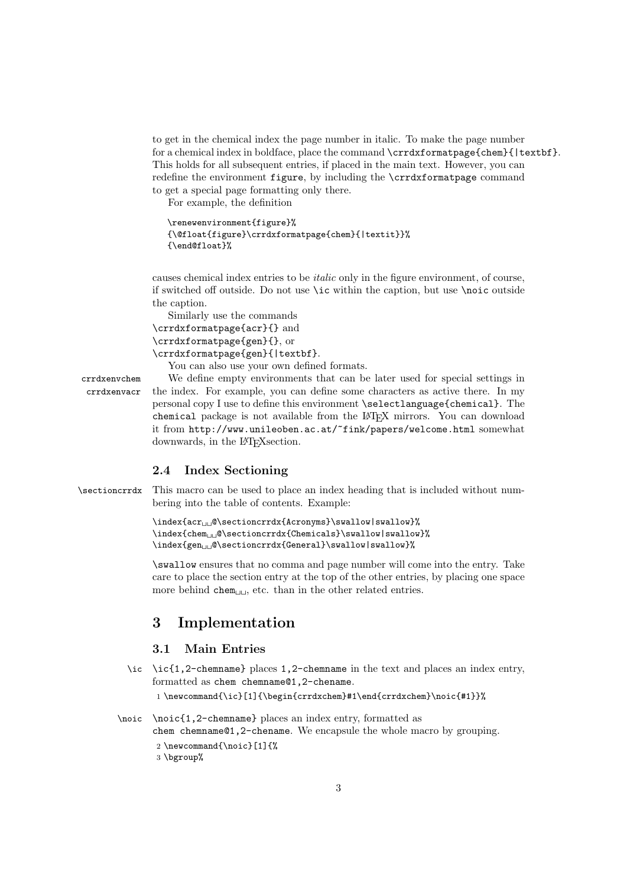to get in the chemical index the page number in italic. To make the page number for a chemical index in boldface, place the command `\crrdxformatpage{chem}{|textbf}`. This holds for all subsequent entries, if placed in the main text. However, you can redefine the environment `figure`, by including the `\crrdxformatpage` command to get a special page formatting only there.

For example, the definition

```
\renewenvironment{figure}%
{\@float{figure}\crrdxformatpage{chem}{|textit}}%
{\end@float}%
```

causes chemical index entries to be *italic* only in the figure environment, of course, if switched off outside. Do not use `\ic` within the caption, but use `\noic` outside the caption.

Similarly use the commands
`\crrdxformatpage{acr}{}` and
`\crrdxformatpage{gen}{}`, or
`\crrdxformatpage{gen}{|textbf}`.

You can also use your own defined formats.

crrdxenvchem
crrdxenvacr

We define empty environments that can be later used for special settings in the index. For example, you can define some characters as active there. In my personal copy I use to define this environment `\selectlanguage{chemical}`. The `chemical` package is not available from the LaTeX mirrors. You can download it from `http://www.unileoben.ac.at/~fink/papers/welcome.html` somewhat downwards, in the LaTeXsection.

### 2.4 Index Sectioning

\sectioncrrdx

This macro can be used to place an index heading that is included without numbering into the table of contents. Example:

```
\index{acr␣␣@\sectioncrrdx{Acronyms}\swallow|swallow}%
\index{chem␣␣@\sectioncrrdx{Chemicals}\swallow|swallow}%
\index{gen␣␣@\sectioncrrdx{General}\swallow|swallow}%
```

`\swallow` ensures that no comma and page number will come into the entry. Take care to place the section entry at the top of the other entries, by placing one space more behind `chem␣␣`, etc. than in the other related entries.

## 3 Implementation

### 3.1 Main Entries

\ic

`\ic{1,2-chemname}` places `1,2-chemname` in the text and places an index entry, formatted as `chem chemname@1,2-chename`.

```
1 \newcommand{\ic}[1]{\begin{crrdxchem}#1\end{crrdxchem}\noic{#1}}%
```

\noic

`\noic{1,2-chemname}` places an index entry, formatted as `chem chemname@1,2-chename`. We encapsule the whole macro by grouping.

```
2 \newcommand{\noic}[1]{%
3 \bgroup%
```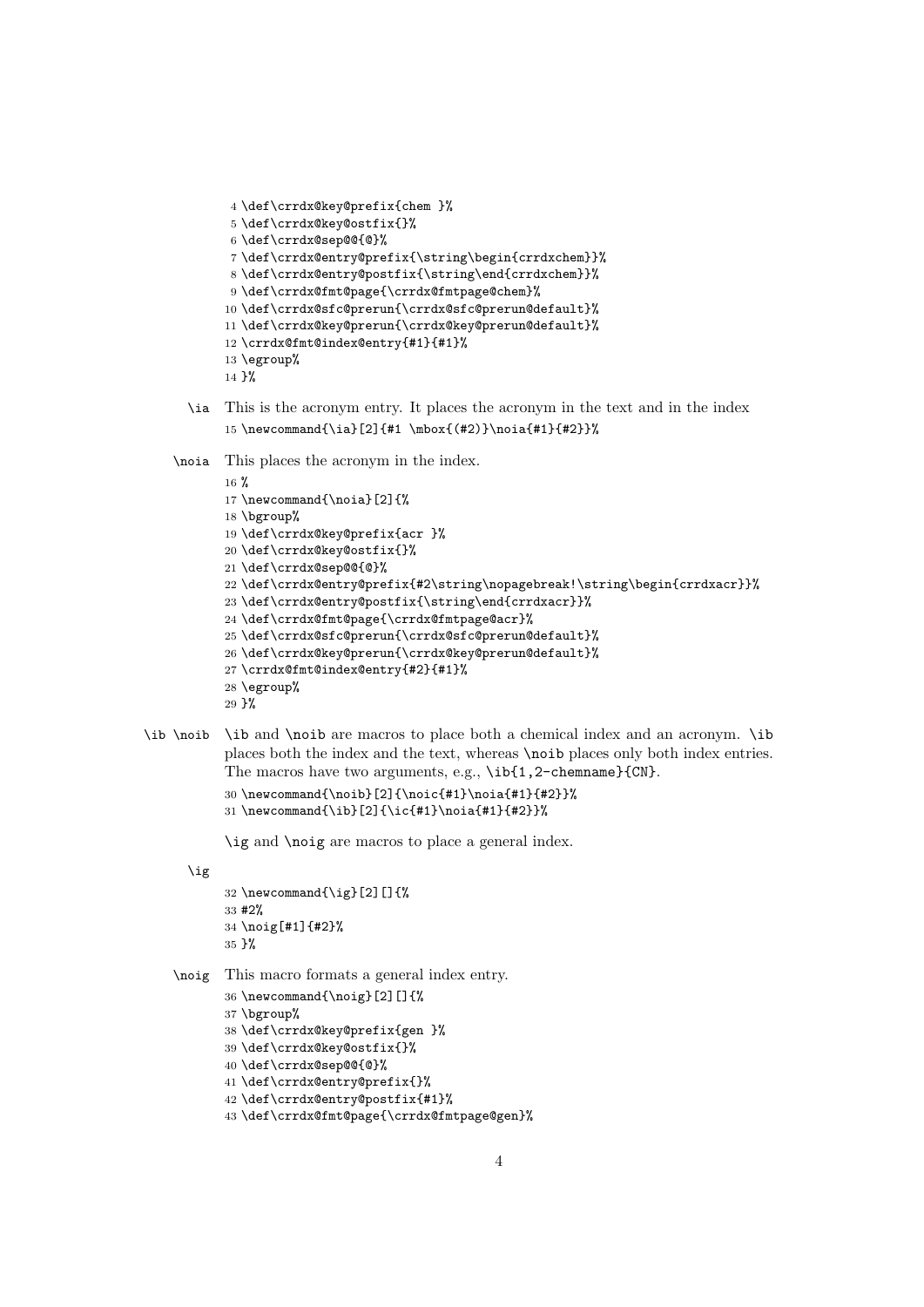```
4 \def\crrdx@key@prefix{chem }%
5 \def\crrdx@key@ostfix{}%
6 \def\crrdx@sep@@{@}%
7 \def\crrdx@entry@prefix{\string\begin{crrdxchem}}%
8 \def\crrdx@entry@postfix{\string\end{crrdxchem}}%
9 \def\crrdx@fmt@page{\crrdx@fmtpage@chem}%
10 \def\crrdx@sfc@prerun{\crrdx@sfc@prerun@default}%
11 \def\crrdx@key@prerun{\crrdx@key@prerun@default}%
12 \crrdx@fmt@index@entry{#1}{#1}%
13 \egroup%
14 }%
```

`\ia` This is the acronym entry. It places the acronym in the text and in the index

```
15 \newcommand{\ia}[2]{#1 \mbox{(#2)}\noia{#1}{#2}}%
```

`\noia` This places the acronym in the index.

```
16 %
17 \newcommand{\noia}[2]{%
18 \bgroup%
19 \def\crrdx@key@prefix{acr }%
20 \def\crrdx@key@ostfix{}%
21 \def\crrdx@sep@@{@}%
22 \def\crrdx@entry@prefix{#2\string\nopagebreak!\string\begin{crrdxacr}}%
23 \def\crrdx@entry@postfix{\string\end{crrdxacr}}%
24 \def\crrdx@fmt@page{\crrdx@fmtpage@acr}%
25 \def\crrdx@sfc@prerun{\crrdx@sfc@prerun@default}%
26 \def\crrdx@key@prerun{\crrdx@key@prerun@default}%
27 \crrdx@fmt@index@entry{#2}{#1}%
28 \egroup%
29 }%
```

`\ib` `\noib` `\ib` and `\noib` are macros to place both a chemical index and an acronym. `\ib` places both the index and the text, whereas `\noib` places only both index entries. The macros have two arguments, e.g., `\ib{1,2-chemname}{CN}`.

```
30 \newcommand{\noib}[2]{\noic{#1}\noia{#1}{#2}}%
31 \newcommand{\ib}[2]{\ic{#1}\noia{#1}{#2}}%
```

`\ig` and `\noig` are macros to place a general index.

`\ig`

```
32 \newcommand{\ig}[2][]{%
33 #2%
34 \noig[#1]{#2}%
35 }%
```

`\noig` This macro formats a general index entry.

```
36 \newcommand{\noig}[2][]{%
37 \bgroup%
38 \def\crrdx@key@prefix{gen }%
39 \def\crrdx@key@ostfix{}%
40 \def\crrdx@sep@@{@}%
41 \def\crrdx@entry@prefix{}%
42 \def\crrdx@entry@postfix{#1}%
43 \def\crrdx@fmt@page{\crrdx@fmtpage@gen}%
```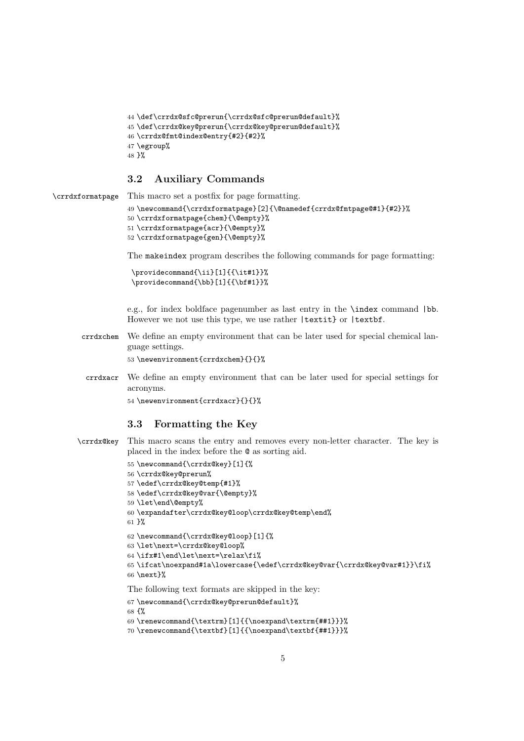```
44 \def\crrdx@sfc@prerun{\crrdx@sfc@prerun@default}%
45 \def\crrdx@key@prerun{\crrdx@key@prerun@default}%
46 \crrdx@fmt@index@entry{#2}{#2}%
47 \egroup%
48 }%
```

## 3.2 Auxiliary Commands

`\crrdxformatpage` This macro set a postfix for page formatting.

```
49 \newcommand{\crrdxformatpage}[2]{\@namedef{crrdx@fmtpage@#1}{#2}}%
50 \crrdxformatpage{chem}{\@empty}%
51 \crrdxformatpage{acr}{\@empty}%
52 \crrdxformatpage{gen}{\@empty}%
```

The `makeindex` program describes the following commands for page formatting:

```
\providecommand{\ii}[1]{{\it#1}}%
\providecommand{\bb}[1]{{\bf#1}}%
```

e.g., for index boldface pagenumber as last entry in the `\index` command `|bb`. However we not use this type, we use rather `|textit}` or `|textbf`.

`crrdxchem` We define an empty environment that can be later used for special chemical language settings.

```
53 \newenvironment{crrdxchem}{}{}%
```

`crrdxacr` We define an empty environment that can be later used for special settings for acronyms.

```
54 \newenvironment{crrdxacr}{}{}%
```

## 3.3 Formatting the Key

`\crrdx@key` This macro scans the entry and removes every non-letter character. The key is placed in the index before the `@` as sorting aid.

```
55 \newcommand{\crrdx@key}[1]{%
56 \crrdx@key@prerun%
57 \edef\crrdx@key@temp{#1}%
58 \edef\crrdx@key@var{\@empty}%
59 \let\end\@empty%
60 \expandafter\crrdx@key@loop\crrdx@key@temp\end%
61 }%
62 \newcommand{\crrdx@key@loop}[1]{%
63 \let\next=\crrdx@key@loop%
64 \ifx#1\end\let\next=\relax\fi%
65 \ifcat\noexpand#1a\lowercase{\edef\crrdx@key@var{\crrdx@key@var#1}}\fi%
66 \next}%
```

The following text formats are skipped in the key:

```
67 \newcommand{\crrdx@key@prerun@default}%
68 {%
69 \renewcommand{\textrm}[1]{{\noexpand\textrm{##1}}}%
70 \renewcommand{\textbf}[1]{{\noexpand\textbf{##1}}}%
```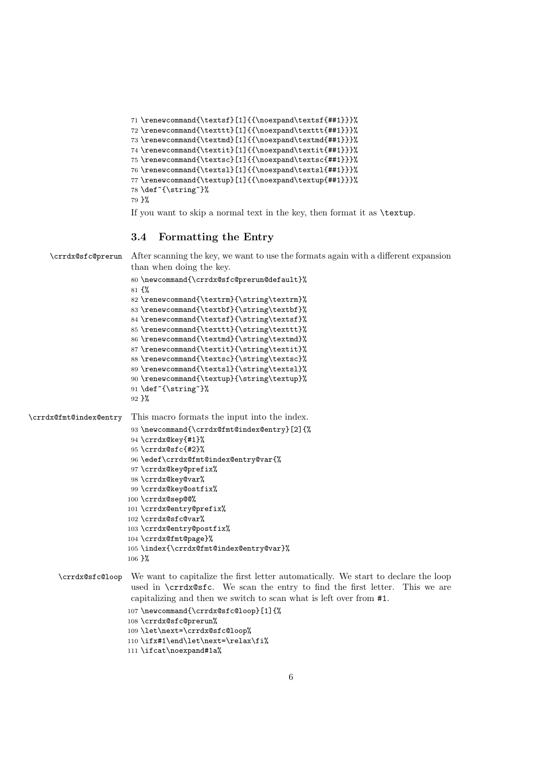```
71 \renewcommand{\textsf}[1]{{\noexpand\textsf{##1}}}%
72 \renewcommand{\texttt}[1]{{\noexpand\texttt{##1}}}%
73 \renewcommand{\textmd}[1]{{\noexpand\textmd{##1}}}%
74 \renewcommand{\textit}[1]{{\noexpand\textit{##1}}}%
75 \renewcommand{\textsc}[1]{{\noexpand\textsc{##1}}}%
76 \renewcommand{\textsl}[1]{{\noexpand\textsl{##1}}}%
77 \renewcommand{\textup}[1]{{\noexpand\textup{##1}}}%
78 \def~{\string~}%
79 }%
```

If you want to skip a normal text in the key, then format it as `\textup`.

### 3.4 Formatting the Entry

`\crrdx@sfc@prerun` After scanning the key, we want to use the formats again with a different expansion than when doing the key.

```
80 \newcommand{\crrdx@sfc@prerun@default}%
81 {%
82 \renewcommand{\textrm}{\string\textrm}%
83 \renewcommand{\textbf}{\string\textbf}%
84 \renewcommand{\textsf}{\string\textsf}%
85 \renewcommand{\texttt}{\string\texttt}%
86 \renewcommand{\textmd}{\string\textmd}%
87 \renewcommand{\textit}{\string\textit}%
88 \renewcommand{\textsc}{\string\textsc}%
89 \renewcommand{\textsl}{\string\textsl}%
90 \renewcommand{\textup}{\string\textup}%
91 \def~{\string~}%
92 }%
```

`\crrdx@fmt@index@entry` This macro formats the input into the index.

```
93 \newcommand{\crrdx@fmt@index@entry}[2]{%
94 \crrdx@key{#1}%
95 \crrdx@sfc{#2}%
96 \edef\crrdx@fmt@index@entry@var{%
97 \crrdx@key@prefix%
98 \crrdx@key@var%
99 \crrdx@key@ostfix%
100 \crrdx@sep@@%
101 \crrdx@entry@prefix%
102 \crrdx@sfc@var%
103 \crrdx@entry@postfix%
104 \crrdx@fmt@page}%
105 \index{\crrdx@fmt@index@entry@var}%
106 }%
```

`\crrdx@sfc@loop` We want to capitalize the first letter automatically. We start to declare the loop used in `\crrdx@sfc`. We scan the entry to find the first letter. This we are capitalizing and then we switch to scan what is left over from `#1`.

```
107 \newcommand{\crrdx@sfc@loop}[1]{%
108 \crrdx@sfc@prerun%
109 \let\next=\crrdx@sfc@loop%
110 \ifx#1\end\let\next=\relax\fi%
111 \ifcat\noexpand#1a%
```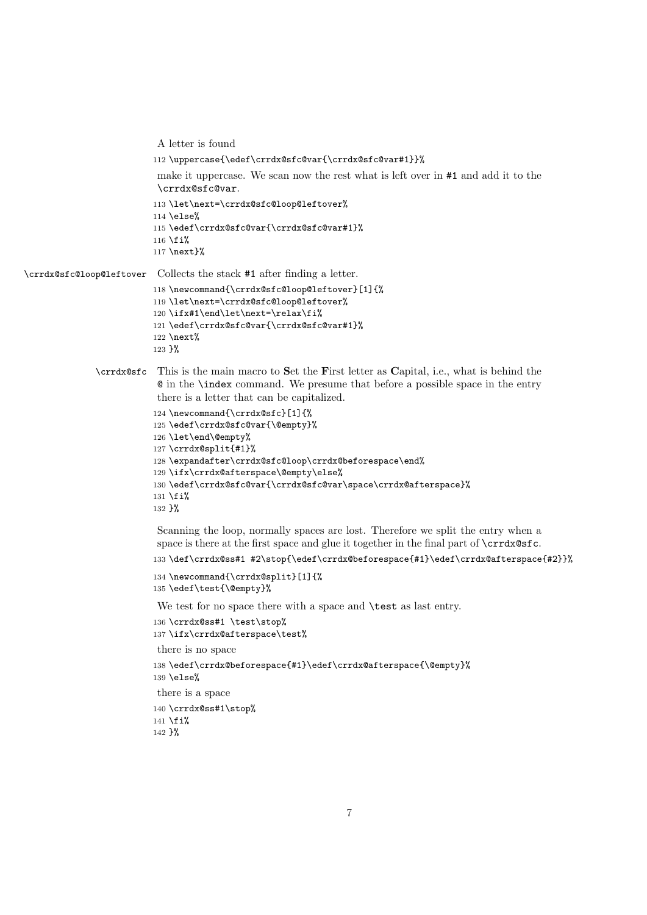A letter is found

```
112 \uppercase{\edef\crrdx@sfc@var{\crrdx@sfc@var#1}}%
```

make it uppercase. We scan now the rest what is left over in #1 and add it to the `\crrdx@sfc@var`.

```
113 \let\next=\crrdx@sfc@loop@leftover%
114 \else%
115 \edef\crrdx@sfc@var{\crrdx@sfc@var#1}%
116 \fi%
117 \next}%
```

`\crrdx@sfc@loop@leftover` Collects the stack #1 after finding a letter.

```
118 \newcommand{\crrdx@sfc@loop@leftover}[1]{%
119 \let\next=\crrdx@sfc@loop@leftover%
120 \ifx#1\end\let\next=\relax\fi%
121 \edef\crrdx@sfc@var{\crrdx@sfc@var#1}%
122 \next%
123 }%
```

`\crrdx@sfc` This is the main macro to **S**et the **F**irst letter as **C**apital, i.e., what is behind the @ in the `\index` command. We presume that before a possible space in the entry there is a letter that can be capitalized.

```
124 \newcommand{\crrdx@sfc}[1]{%
125 \edef\crrdx@sfc@var{\@empty}%
126 \let\end\@empty%
127 \crrdx@split{#1}%
128 \expandafter\crrdx@sfc@loop\crrdx@beforespace\end%
129 \ifx\crrdx@afterspace\@empty\else%
130 \edef\crrdx@sfc@var{\crrdx@sfc@var\space\crrdx@afterspace}%
131 \fi%
132 }%
```

Scanning the loop, normally spaces are lost. Therefore we split the entry when a space is there at the first space and glue it together in the final part of `\crrdx@sfc`.

```
133 \def\crrdx@ss#1 #2\stop{\edef\crrdx@beforespace{#1}\edef\crrdx@afterspace{#2}}%
134 \newcommand{\crrdx@split}[1]{%
135 \edef\test{\@empty}%
```

We test for no space there with a space and `\test` as last entry.

```
136 \crrdx@ss#1 \test\stop%
137 \ifx\crrdx@afterspace\test%
```

there is no space

```
138 \edef\crrdx@beforespace{#1}\edef\crrdx@afterspace{\@empty}%
139 \else%
```

there is a space

```
140 \crrdx@ss#1\stop%
141 \fi%
142 }%
```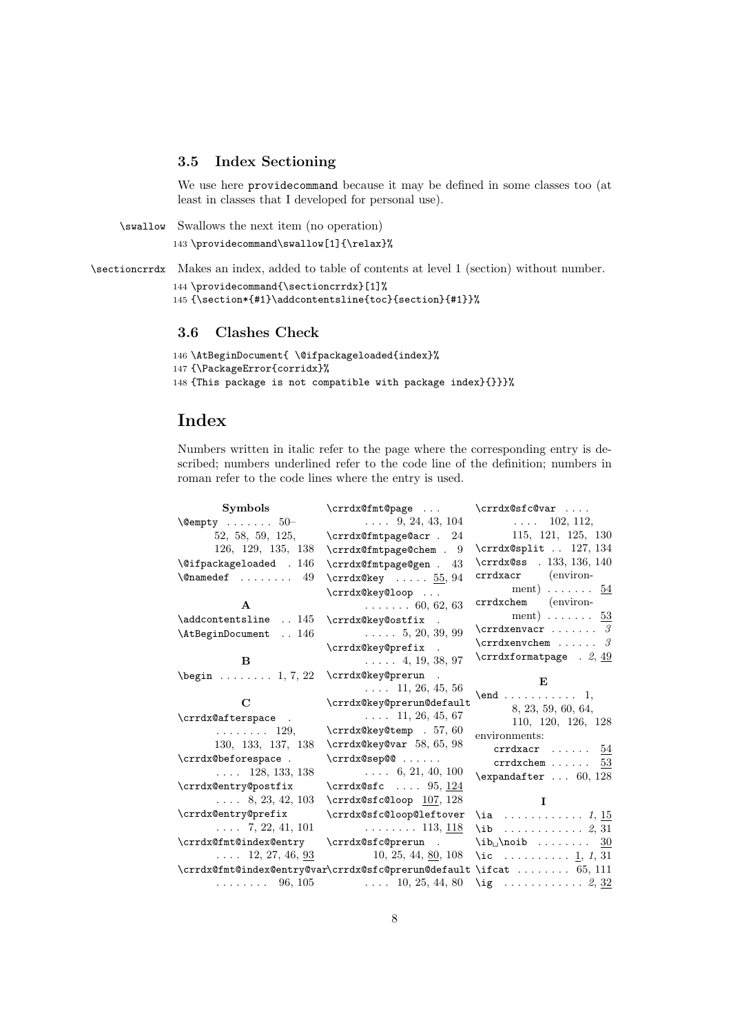### 3.5 Index Sectioning

We use here providecommand because it may be defined in some classes too (at least in classes that I developed for personal use).

`\swallow` Swallows the next item (no operation)

```
143 \providecommand\swallow[1]{\relax}%
```

`\sectioncrrdx` Makes an index, added to table of contents at level 1 (section) without number.

```
144 \providecommand{\sectioncrrdx}[1]%
145 {\section*{#1}\addcontentsline{toc}{section}{#1}}%
```

### 3.6 Clashes Check

```
146 \AtBeginDocument{ \@ifpackageloaded{index}%
147 {\PackageError{corridx}%
148 {This package is not compatible with package index}{}}}%
```

# Index

Numbers written in italic refer to the page where the corresponding entry is described; numbers underlined refer to the code line of the definition; numbers in roman refer to the code lines where the entry is used.

**Symbols**

\@empty . . . 50–52, 58, 59, 125, 126, 129, 135, 138
\@ifpackageloaded . 146
\@namedef . . . 49

**A**

\addcontentsline . . 145
\AtBeginDocument . . 146

**B**

\begin . . . 1, 7, 22

**C**

\crrdx@afterspace . . . 129, 130, 133, 137, 138
\crrdx@beforespace . . . 128, 133, 138
\crrdx@entry@postfix . . . 8, 23, 42, 103
\crrdx@entry@prefix . . . 7, 22, 41, 101
\crrdx@fmt@index@entry . . . 12, 27, 46, 93
\crrdx@fmt@index@entry@var . . . 96, 105
\crrdx@fmt@page . . . 9, 24, 43, 104
\crrdx@fmtpage@acr . 24
\crrdx@fmtpage@chem . 9
\crrdx@fmtpage@gen . 43
\crrdx@key . . . 55, 94
\crrdx@key@loop . . . 60, 62, 63
\crrdx@key@ostfix . . . 5, 20, 39, 99
\crrdx@key@prefix . . . 4, 19, 38, 97
\crrdx@key@prerun . . . 11, 26, 45, 56
\crrdx@key@prerun@default . . . 11, 26, 45, 67
\crrdx@key@temp . 57, 60
\crrdx@key@var 58, 65, 98
\crrdx@sep@@ . . . 6, 21, 40, 100
\crrdx@sfc . . . 95, 124
\crrdx@sfc@loop 107, 128
\crrdx@sfc@loop@leftover . . . 113, 118
\crrdx@sfc@prerun . 10, 25, 44, 80, 108
\crrdx@sfc@prerun@default . . . 10, 25, 44, 80
\crrdx@sfc@var . . . 102, 112, 115, 121, 125, 130
\crrdx@split . . 127, 134
\crrdx@ss . 133, 136, 140
crrdxacr (environment) . . . 54
crrdxchem (environment) . . . 53
\crrdxenvacr . . . *3*
\crrdxenvchem . . . *3*
\crrdxformatpage . *2*, 49

**E**

\end . . . 1, 8, 23, 59, 60, 64, 110, 120, 126, 128
environments:
  crrdxacr . . . 54
  crrdxchem . . . 53
\expandafter . . . 60, 128

**I**

\ia . . . *1*, 15
\ib . . . *2*, 31
\ib␣\noib . . . 30
\ic . . . 1, *1*, 31
\ifcat . . . 65, 111
\ig . . . *2*, 32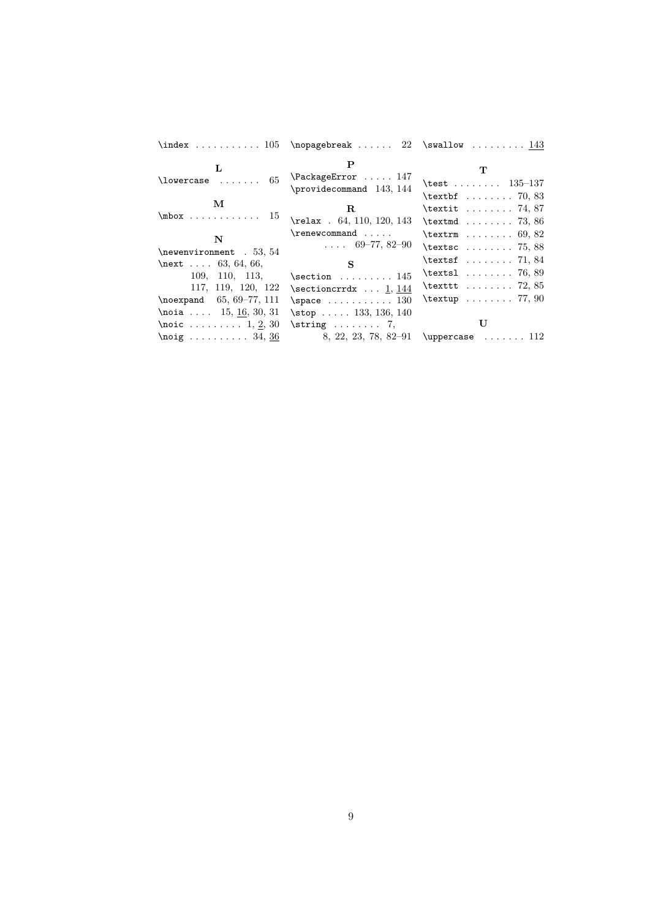\index . . . . . . . . . . . 105

**L**

\lowercase . . . . . . . 65

**M**

\mbox . . . . . . . . . . . . 15

**N**

\newenvironment . 53, 54

\next . . . . 63, 64, 66, 109, 110, 113, 117, 119, 120, 122

\noexpand 65, 69–77, 111

\noia . . . . 15, <u>16</u>, 30, 31

\noic . . . . . . . . . 1, <u>2</u>, 30

\noig . . . . . . . . . . 34, <u>36</u>

\nopagebreak . . . . . . 22

**P**

\PackageError . . . . . 147

\providecommand 143, 144

**R**

\relax . 64, 110, 120, 143

\renewcommand . . . . . . . . . 69–77, 82–90

**S**

\section . . . . . . . . . 145

\sectioncrrdx . . . <u>1</u>, <u>144</u>

\space . . . . . . . . . . . 130

\stop . . . . . 133, 136, 140

\string . . . . . . . . 7, 8, 22, 23, 78, 82–91

\swallow . . . . . . . . . <u>143</u>

**T**

\test . . . . . . . . 135–137

\textbf . . . . . . . . 70, 83

\textit . . . . . . . . 74, 87

\textmd . . . . . . . . 73, 86

\textrm . . . . . . . . 69, 82

\textsc . . . . . . . . 75, 88

\textsf . . . . . . . . 71, 84

\textsl . . . . . . . . 76, 89

\texttt . . . . . . . . 72, 85

\textup . . . . . . . . 77, 90

**U**

\uppercase . . . . . . . 112